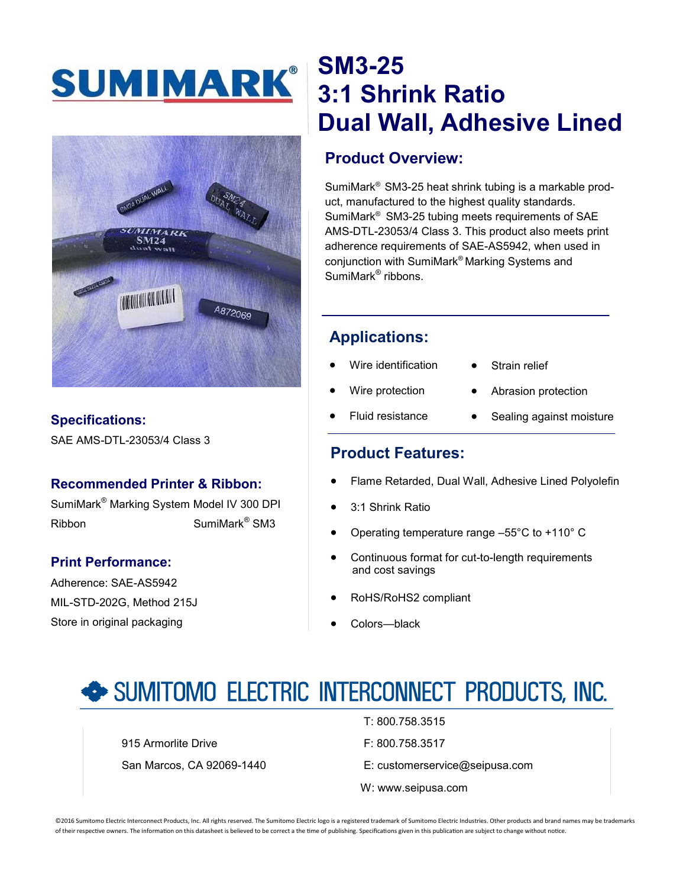# SUMIMARK®

# SM3-25
# 3:1 Shrink Ratio
# Dual Wall, Adhesive Lined

## Product Overview:

SumiMark® SM3-25 heat shrink tubing is a markable product, manufactured to the highest quality standards. SumiMark® SM3-25 tubing meets requirements of SAE AMS-DTL-23053/4 Class 3. This product also meets print adherence requirements of SAE-AS5942, when used in conjunction with SumiMark® Marking Systems and SumiMark® ribbons.

## Applications:

- Wire identification
- Wire protection
- Fluid resistance
- Strain relief
- Abrasion protection
- Sealing against moisture

## Product Features:

- Flame Retarded, Dual Wall, Adhesive Lined Polyolefin
- 3:1 Shrink Ratio
- Operating temperature range –55°C to +110° C
- Continuous format for cut-to-length requirements and cost savings
- RoHS/RoHS2 compliant
- Colors—black

## Specifications:

SAE AMS-DTL-23053/4 Class 3

## Recommended Printer & Ribbon:

SumiMark® Marking System Model IV 300 DPI

Ribbon SumiMark® SM3

## Print Performance:

Adherence: SAE-AS5942

MIL-STD-202G, Method 215J

Store in original packaging

## SUMITOMO ELECTRIC INTERCONNECT PRODUCTS, INC.

915 Armorlite Drive

San Marcos, CA 92069-1440

T: 800.758.3515

F: 800.758.3517

E: customerservice@seipusa.com

W: www.seipusa.com

©2016 Sumitomo Electric Interconnect Products, Inc. All rights reserved. The Sumitomo Electric logo is a registered trademark of Sumitomo Electric Industries. Other products and brand names may be trademarks of their respective owners. The information on this datasheet is believed to be correct a the time of publishing. Specifications given in this publication are subject to change without notice.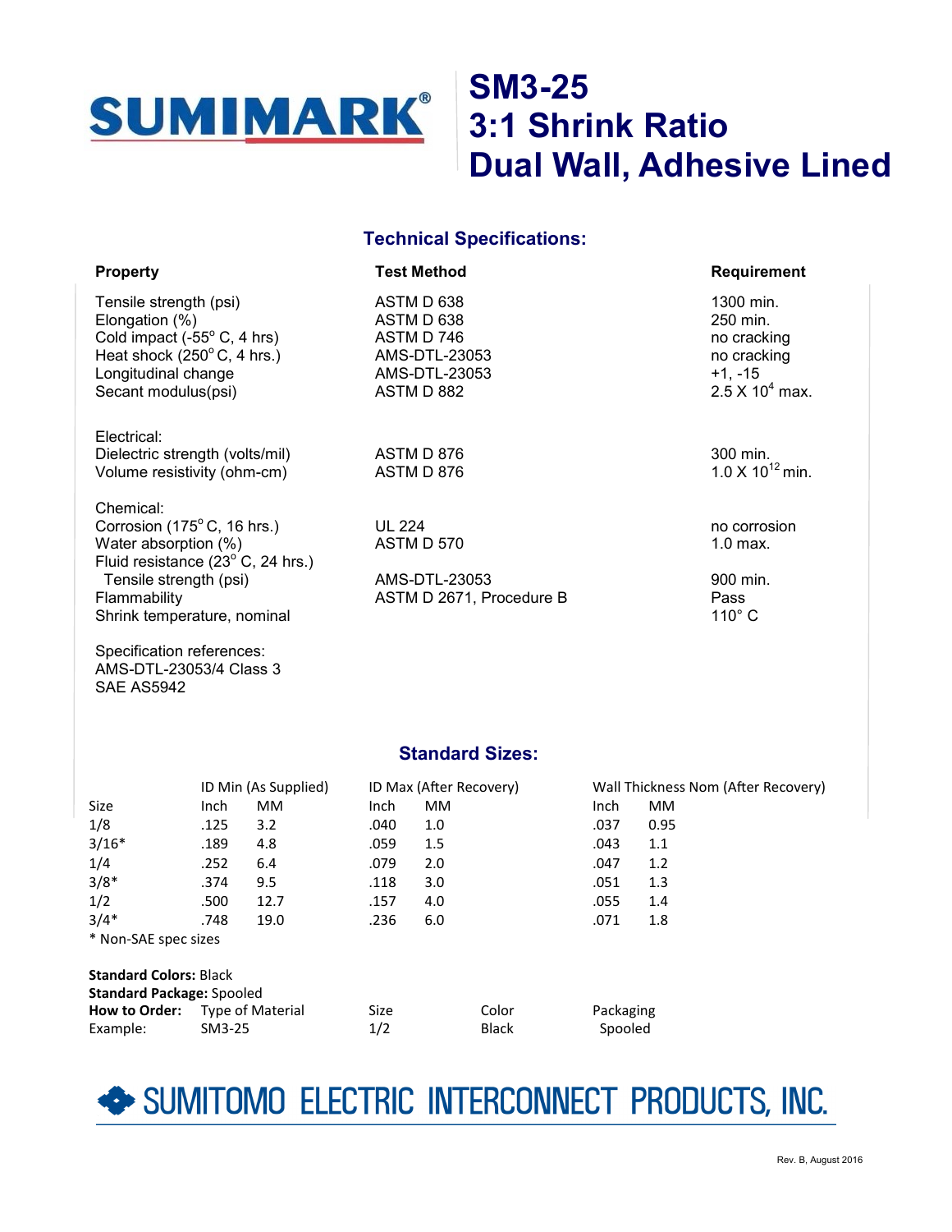# SUMIMARK®

# SM3-25
# 3:1 Shrink Ratio
# Dual Wall, Adhesive Lined

## Technical Specifications:

| Property | Test Method | Requirement |
|---|---|---|
| Tensile strength (psi) | ASTM D 638 | 1300 min. |
| Elongation (%) | ASTM D 638 | 250 min. |
| Cold impact (-55° C, 4 hrs) | ASTM D 746 | no cracking |
| Heat shock (250° C, 4 hrs.) | AMS-DTL-23053 | no cracking |
| Longitudinal change | AMS-DTL-23053 | +1, -15 |
| Secant modulus(psi) | ASTM D 882 | 2.5 X $10^4$ max. |
| **Electrical:** | | |
| Dielectric strength (volts/mil) | ASTM D 876 | 300 min. |
| Volume resistivity (ohm-cm) | ASTM D 876 | 1.0 X $10^{12}$ min. |
| **Chemical:** | | |
| Corrosion (175° C, 16 hrs.) | UL 224 | no corrosion |
| Water absorption (%) | ASTM D 570 | 1.0 max. |
| Fluid resistance (23° C, 24 hrs.) | | |
| Tensile strength (psi) | AMS-DTL-23053 | 900 min. |
| Flammability | ASTM D 2671, Procedure B | Pass |
| Shrink temperature, nominal | | 110° C |

Specification references:
AMS-DTL-23053/4 Class 3
SAE AS5942

## Standard Sizes:

| | ID Min (As Supplied) | | ID Max (After Recovery) | | Wall Thickness Nom (After Recovery) | |
|---|---|---|---|---|---|---|
| Size | Inch | MM | Inch | MM | Inch | MM |
| 1/8 | .125 | 3.2 | .040 | 1.0 | .037 | 0.95 |
| 3/16* | .189 | 4.8 | .059 | 1.5 | .043 | 1.1 |
| 1/4 | .252 | 6.4 | .079 | 2.0 | .047 | 1.2 |
| 3/8* | .374 | 9.5 | .118 | 3.0 | .051 | 1.3 |
| 1/2 | .500 | 12.7 | .157 | 4.0 | .055 | 1.4 |
| 3/4* | .748 | 19.0 | .236 | 6.0 | .071 | 1.8 |

* Non-SAE spec sizes

**Standard Colors:** Black
**Standard Package:** Spooled

| **How to Order:** | Type of Material | Size | Color | Packaging |
|---|---|---|---|---|
| Example: | SM3-25 | 1/2 | Black | Spooled |

SUMITOMO ELECTRIC INTERCONNECT PRODUCTS, INC.

Rev. B, August 2016